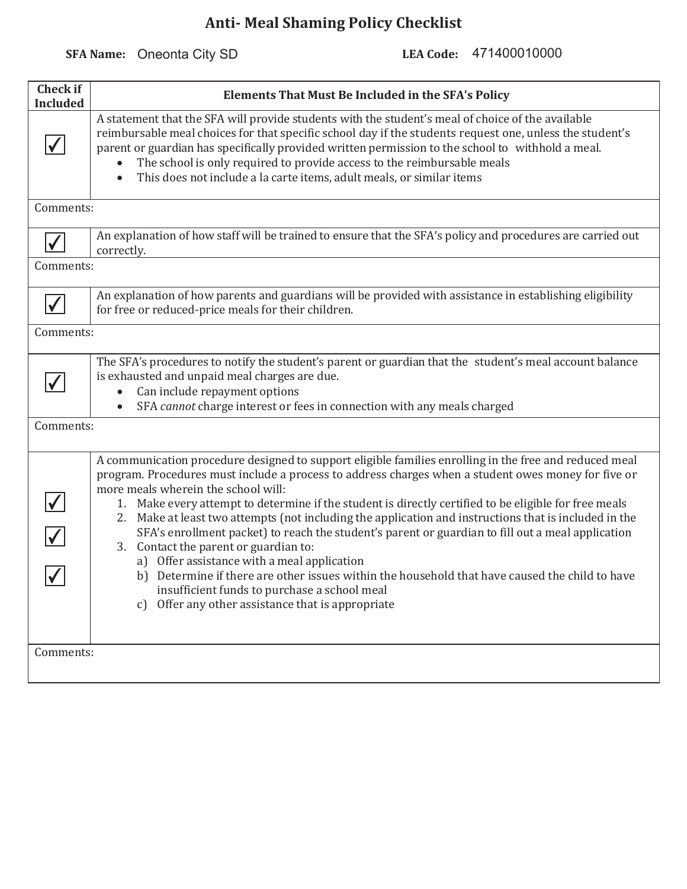# Anti- Meal Shaming Policy Checklist

**SFA Name:** Oneonta City SD **LEA Code:** 471400010000

| Check if Included | Elements That Must Be Included in the SFA's Policy |
|---|---|
| ✓ | A statement that the SFA will provide students with the student's meal of choice of the available reimbursable meal choices for that specific school day if the students request one, unless the student's parent or guardian has specifically provided written permission to the school to withhold a meal.<br>• The school is only required to provide access to the reimbursable meals<br>• This does not include a la carte items, adult meals, or similar items |
| Comments: | |
| ✓ | An explanation of how staff will be trained to ensure that the SFA's policy and procedures are carried out correctly. |
| Comments: | |
| ✓ | An explanation of how parents and guardians will be provided with assistance in establishing eligibility for free or reduced-price meals for their children. |
| Comments: | |
| ✓ | The SFA's procedures to notify the student's parent or guardian that the student's meal account balance is exhausted and unpaid meal charges are due.<br>• Can include repayment options<br>• SFA *cannot* charge interest or fees in connection with any meals charged |
| Comments: | |
| ✓<br>✓<br>✓ | A communication procedure designed to support eligible families enrolling in the free and reduced meal program. Procedures must include a process to address charges when a student owes money for five or more meals wherein the school will:<br>1. Make every attempt to determine if the student is directly certified to be eligible for free meals<br>2. Make at least two attempts (not including the application and instructions that is included in the SFA's enrollment packet) to reach the student's parent or guardian to fill out a meal application<br>3. Contact the parent or guardian to:<br>a) Offer assistance with a meal application<br>b) Determine if there are other issues within the household that have caused the child to have insufficient funds to purchase a school meal<br>c) Offer any other assistance that is appropriate |
| Comments: | |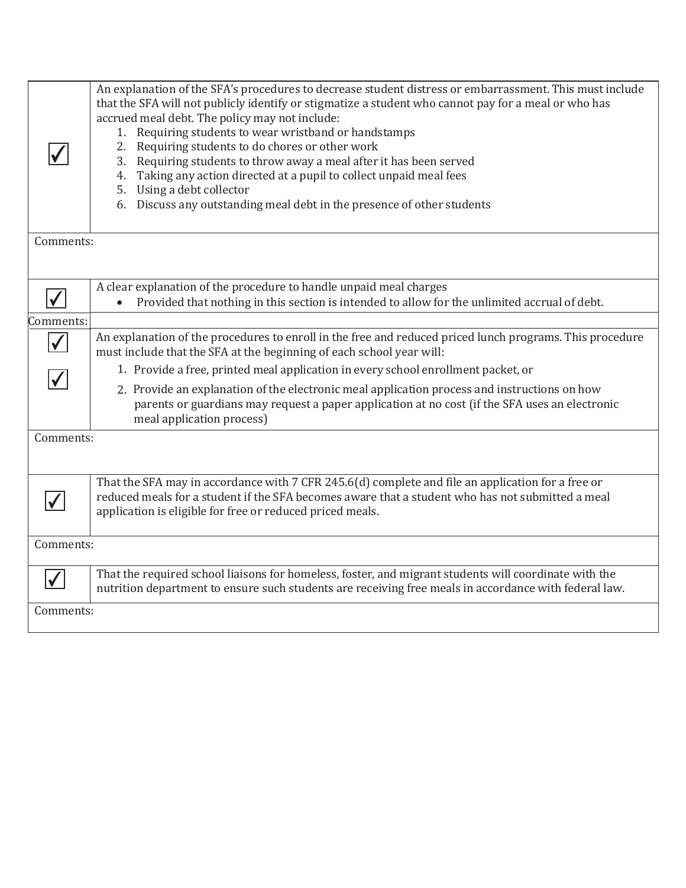| | |
|---|---|
| ☑ | An explanation of the SFA's procedures to decrease student distress or embarrassment. This must include that the SFA will not publicly identify or stigmatize a student who cannot pay for a meal or who has accrued meal debt. The policy may not include:<br>1. Requiring students to wear wristband or handstamps<br>2. Requiring students to do chores or other work<br>3. Requiring students to throw away a meal after it has been served<br>4. Taking any action directed at a pupil to collect unpaid meal fees<br>5. Using a debt collector<br>6. Discuss any outstanding meal debt in the presence of other students |
| Comments: | |
| ☑ | A clear explanation of the procedure to handle unpaid meal charges<br>• Provided that nothing in this section is intended to allow for the unlimited accrual of debt. |
| Comments: | |
| ☑ | An explanation of the procedures to enroll in the free and reduced priced lunch programs. This procedure must include that the SFA at the beginning of each school year will: |
| ☑ | 1. Provide a free, printed meal application in every school enrollment packet, or<br>2. Provide an explanation of the electronic meal application process and instructions on how parents or guardians may request a paper application at no cost (if the SFA uses an electronic meal application process) |
| Comments: | |
| ☑ | That the SFA may in accordance with 7 CFR 245.6(d) complete and file an application for a free or reduced meals for a student if the SFA becomes aware that a student who has not submitted a meal application is eligible for free or reduced priced meals. |
| Comments: | |
| ☑ | That the required school liaisons for homeless, foster, and migrant students will coordinate with the nutrition department to ensure such students are receiving free meals in accordance with federal law. |
| Comments: | |